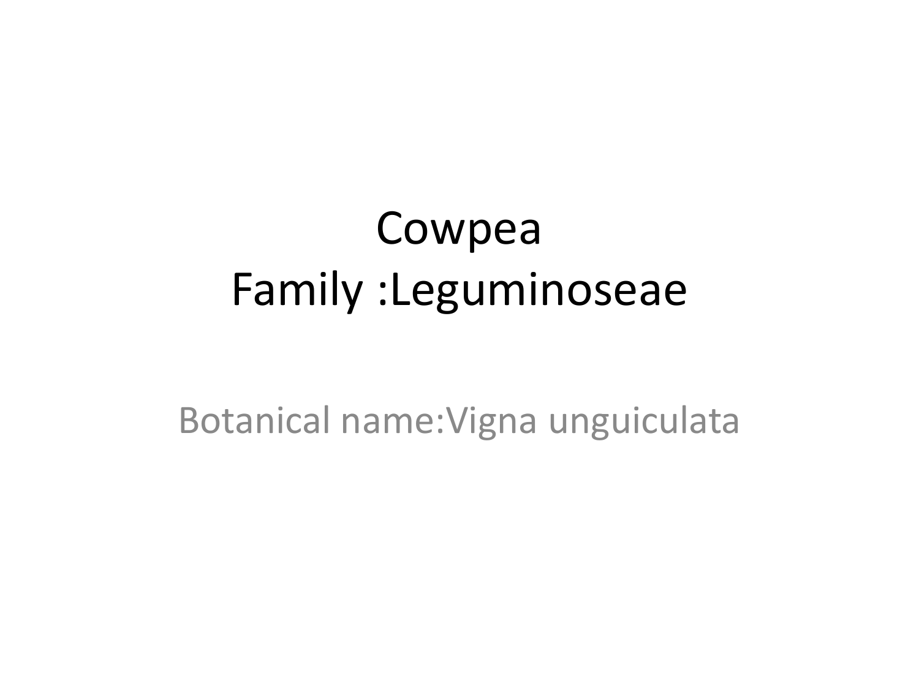# Cowpea
# Family :Leguminoseae

Botanical name:Vigna unguiculata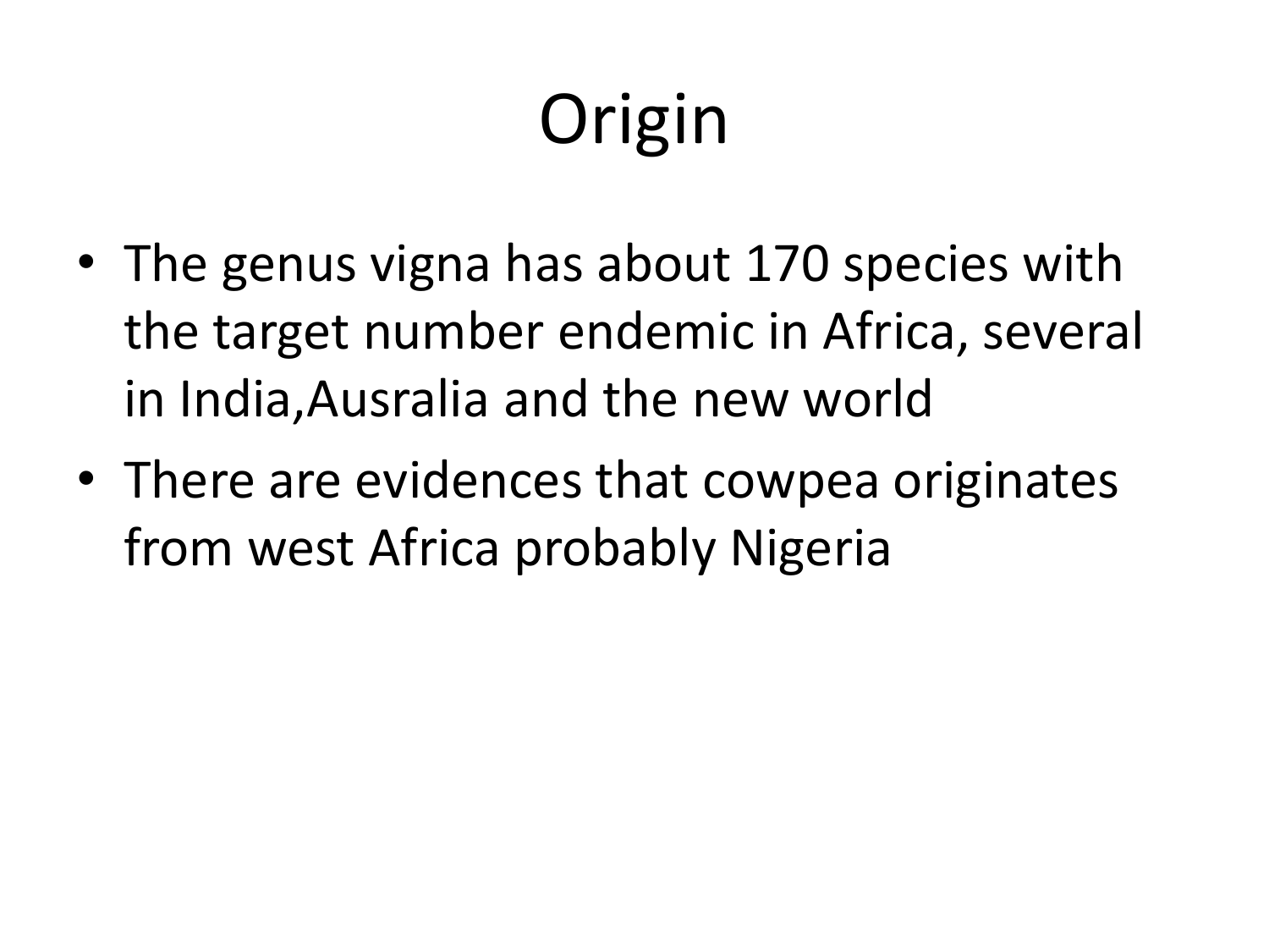# Origin

- The genus vigna has about 170 species with the target number endemic in Africa, several in India,Ausralia and the new world
- There are evidences that cowpea originates from west Africa probably Nigeria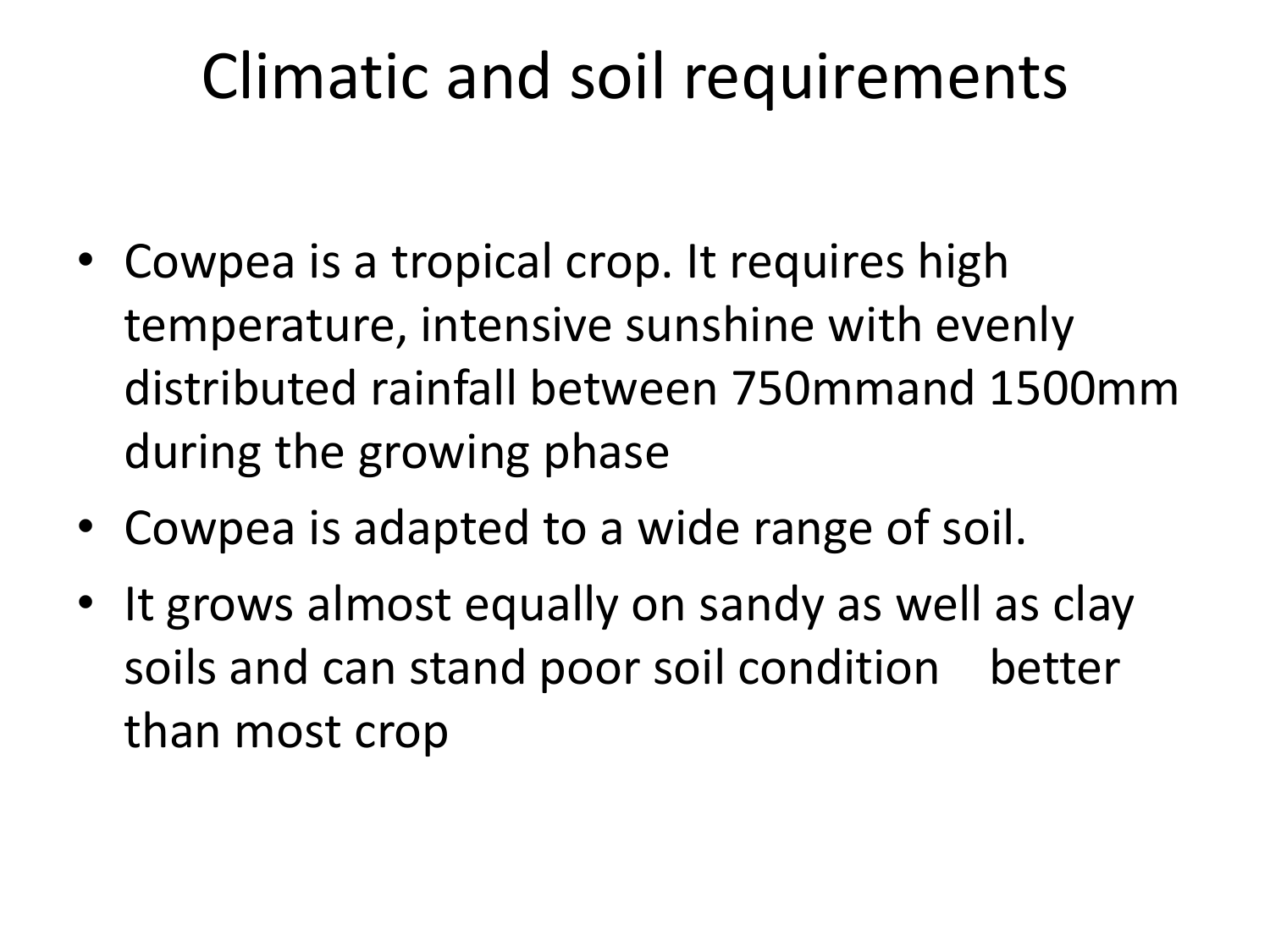# Climatic and soil requirements

- Cowpea is a tropical crop. It requires high temperature, intensive sunshine with evenly distributed rainfall between 750mmand 1500mm during the growing phase
- Cowpea is adapted to a wide range of soil.
- It grows almost equally on sandy as well as clay soils and can stand poor soil condition better than most crop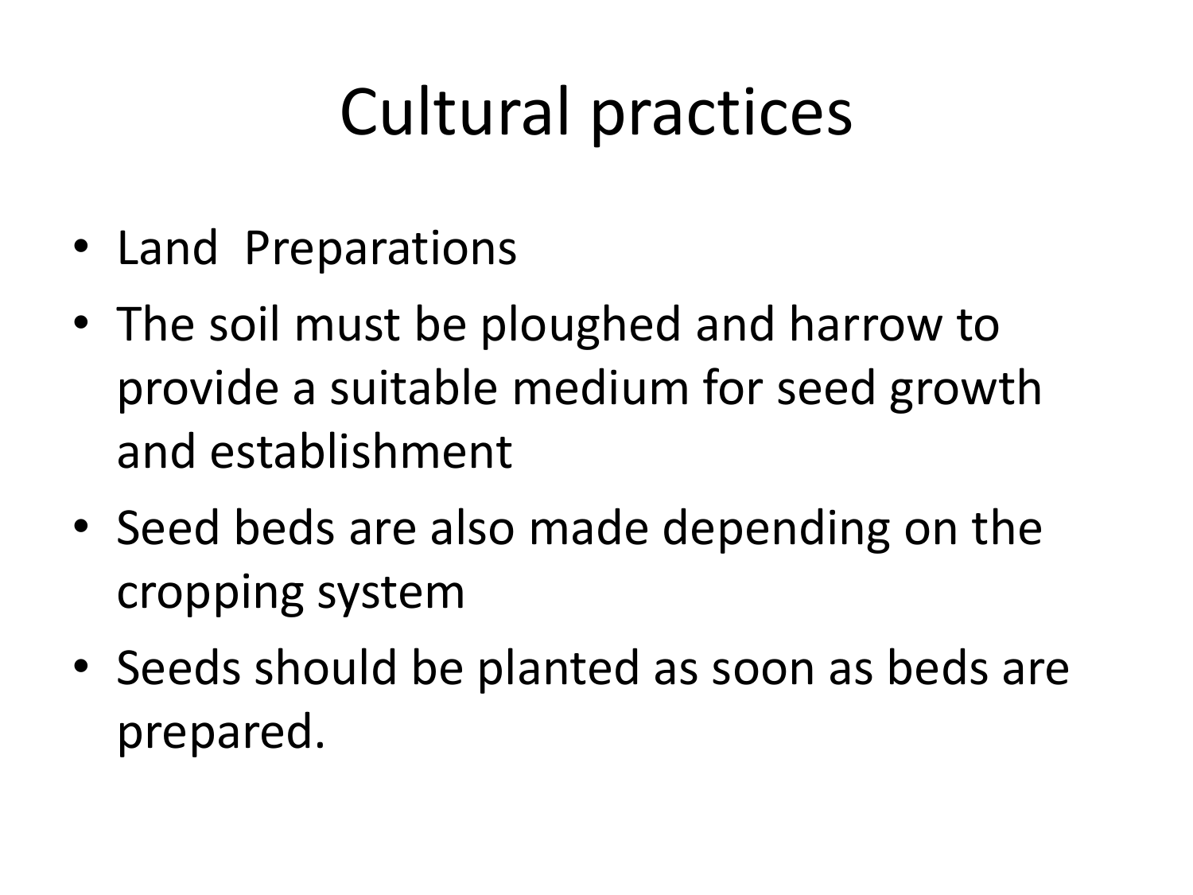# Cultural practices

- Land  Preparations
- The soil must be ploughed and harrow to provide a suitable medium for seed growth and establishment
- Seed beds are also made depending on the cropping system
- Seeds should be planted as soon as beds are prepared.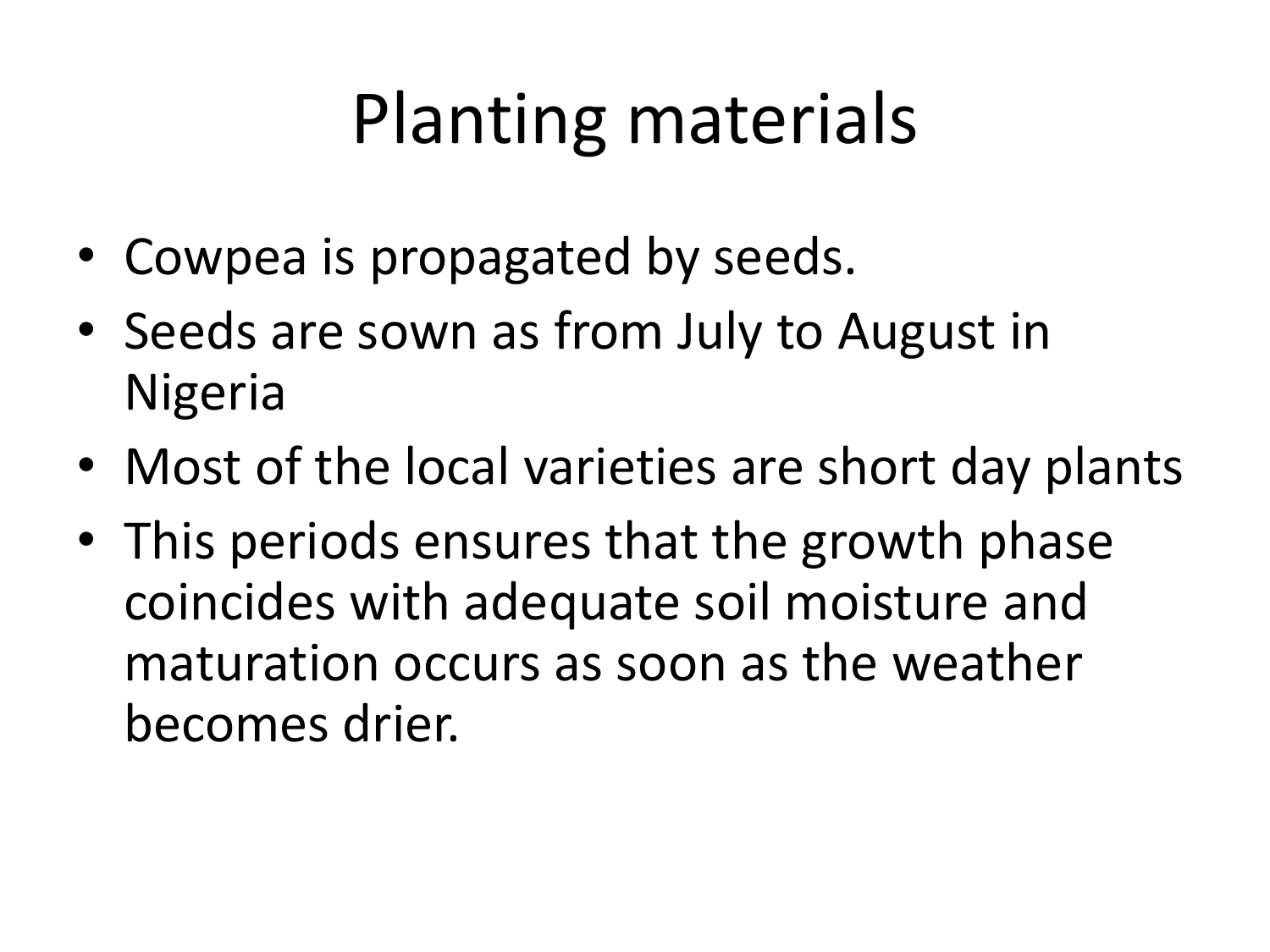# Planting materials

- Cowpea is propagated by seeds.
- Seeds are sown as from July to August in Nigeria
- Most of the local varieties are short day plants
- This periods ensures that the growth phase coincides with adequate soil moisture and maturation occurs as soon as the weather becomes drier.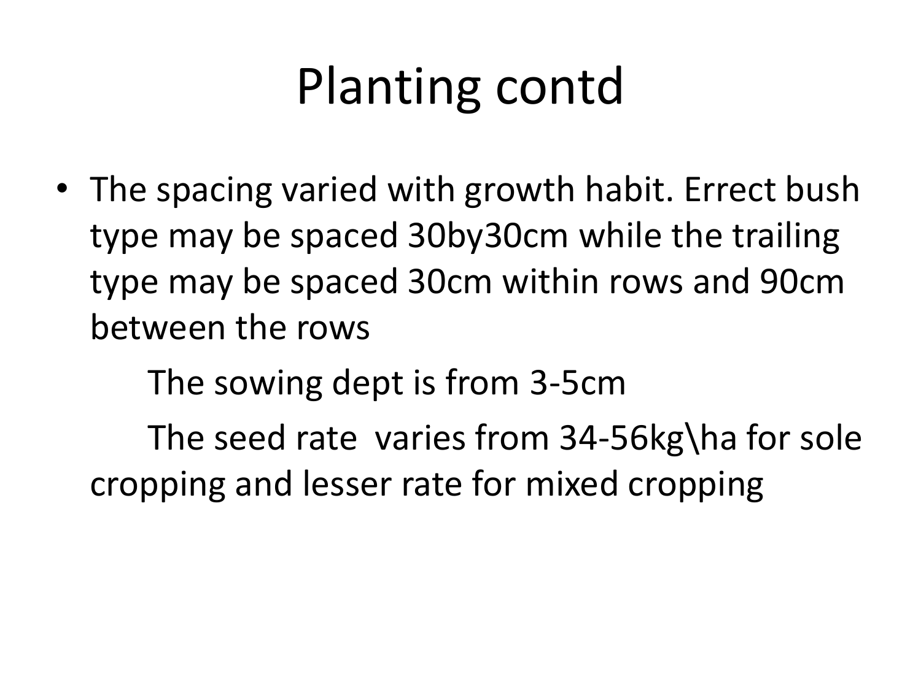# Planting contd

- The spacing varied with growth habit. Errect bush type may be spaced 30by30cm while the trailing type may be spaced 30cm within rows and 90cm between the rows

  The sowing dept is from 3-5cm

  The seed rate varies from 34-56kg\ha for sole cropping and lesser rate for mixed cropping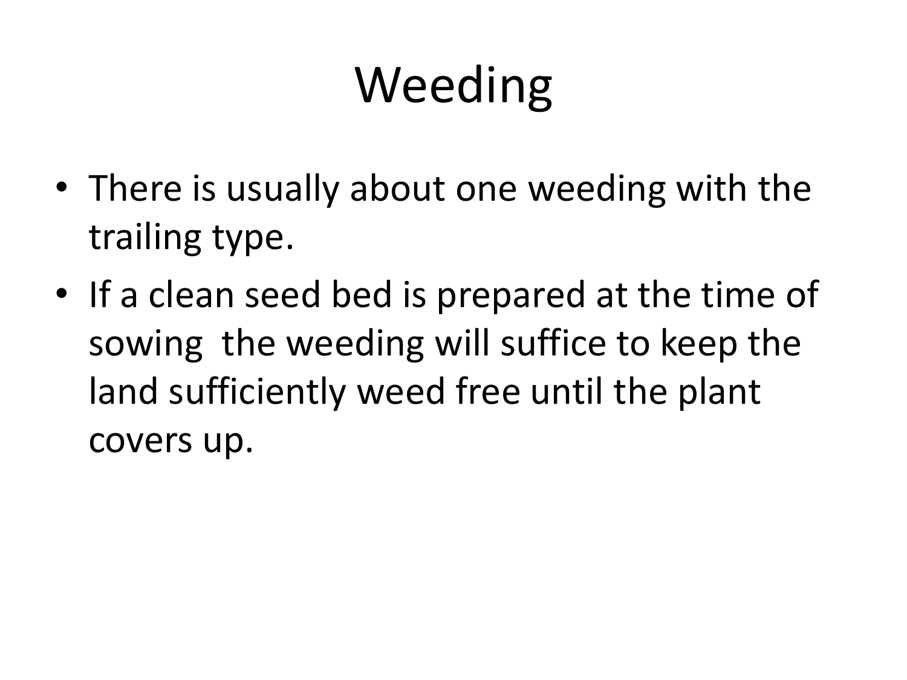# Weeding

- There is usually about one weeding with the trailing type.
- If a clean seed bed is prepared at the time of sowing  the weeding will suffice to keep the land sufficiently weed free until the plant covers up.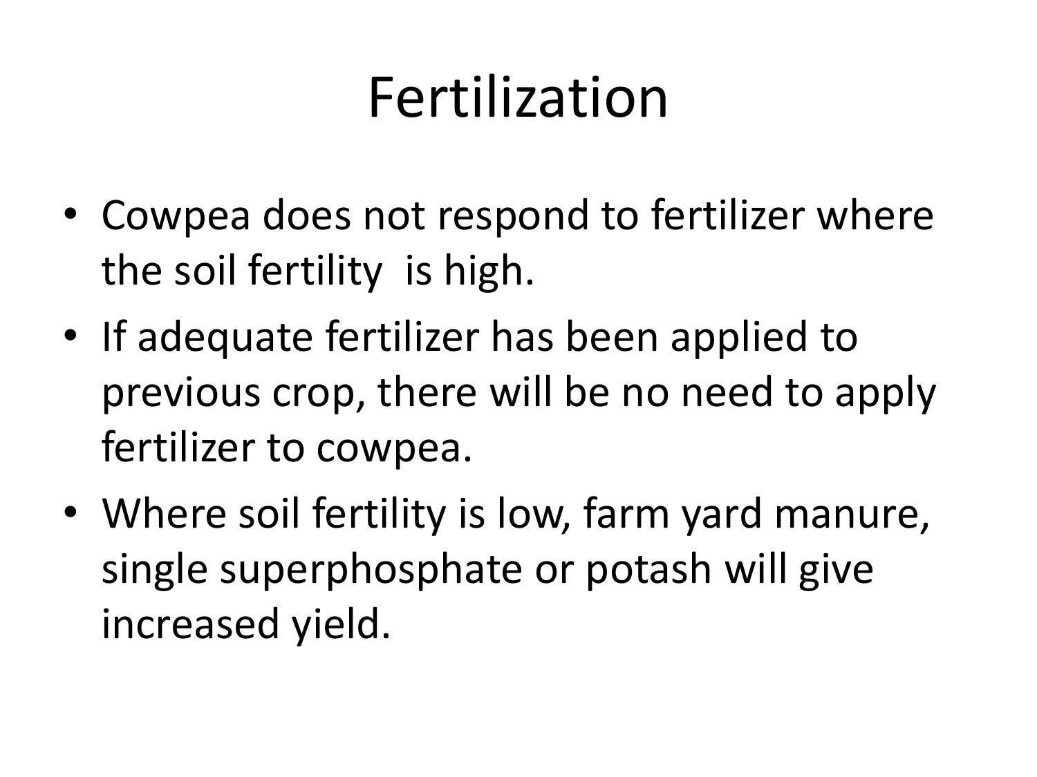# Fertilization

- Cowpea does not respond to fertilizer where the soil fertility  is high.
- If adequate fertilizer has been applied to previous crop, there will be no need to apply fertilizer to cowpea.
- Where soil fertility is low, farm yard manure, single superphosphate or potash will give increased yield.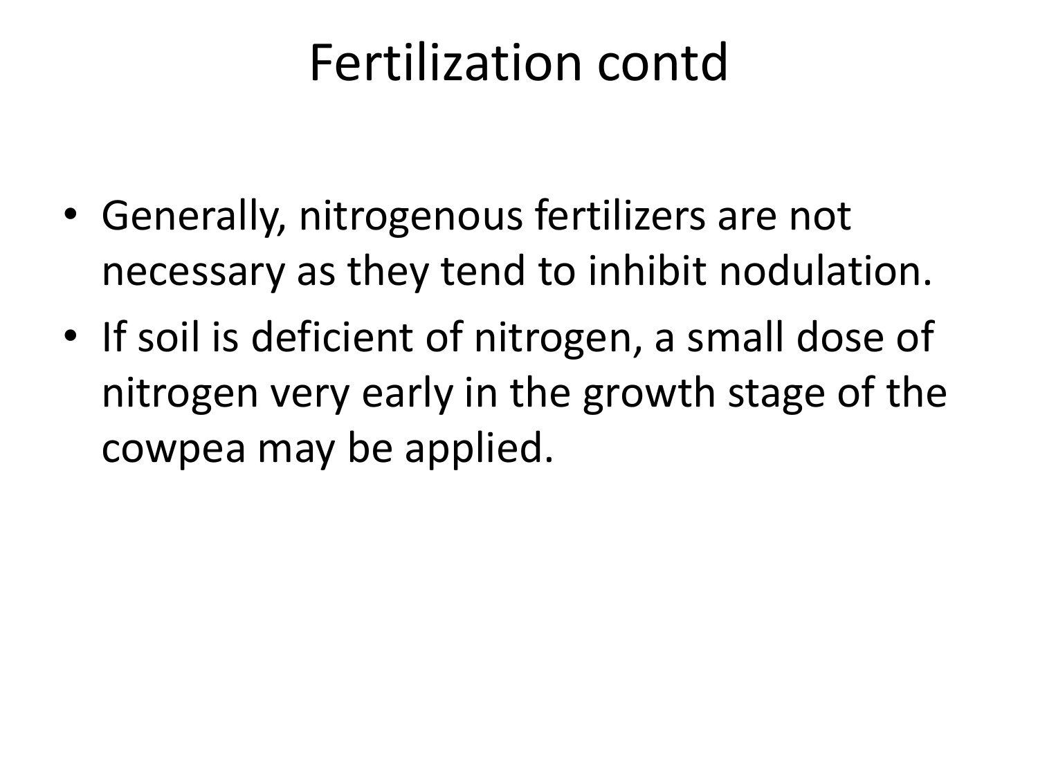# Fertilization contd

- Generally, nitrogenous fertilizers are not necessary as they tend to inhibit nodulation.
- If soil is deficient of nitrogen, a small dose of nitrogen very early in the growth stage of the cowpea may be applied.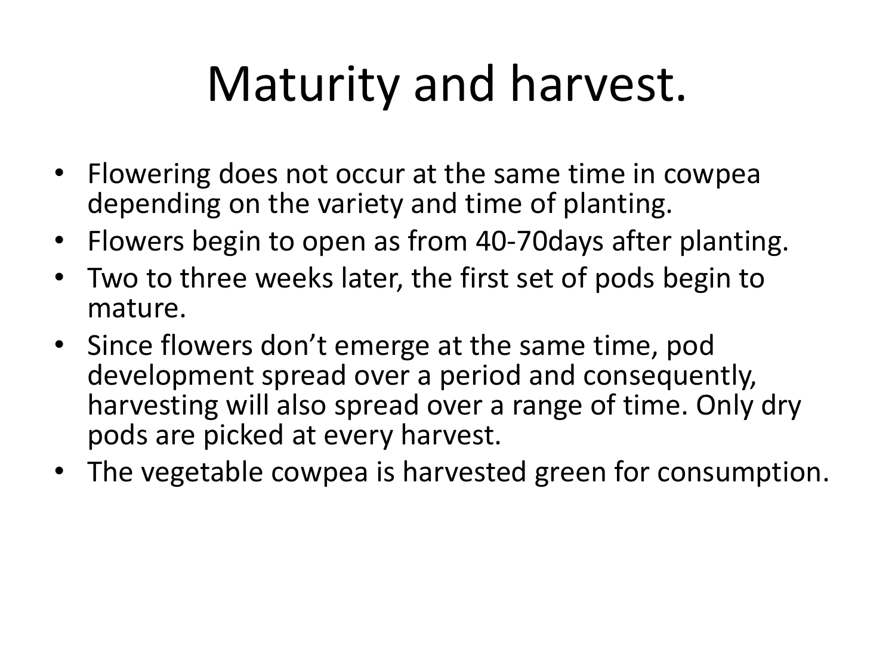# Maturity and harvest.

- Flowering does not occur at the same time in cowpea depending on the variety and time of planting.
- Flowers begin to open as from 40-70days after planting.
- Two to three weeks later, the first set of pods begin to mature.
- Since flowers don't emerge at the same time, pod development spread over a period and consequently, harvesting will also spread over a range of time. Only dry pods are picked at every harvest.
- The vegetable cowpea is harvested green for consumption.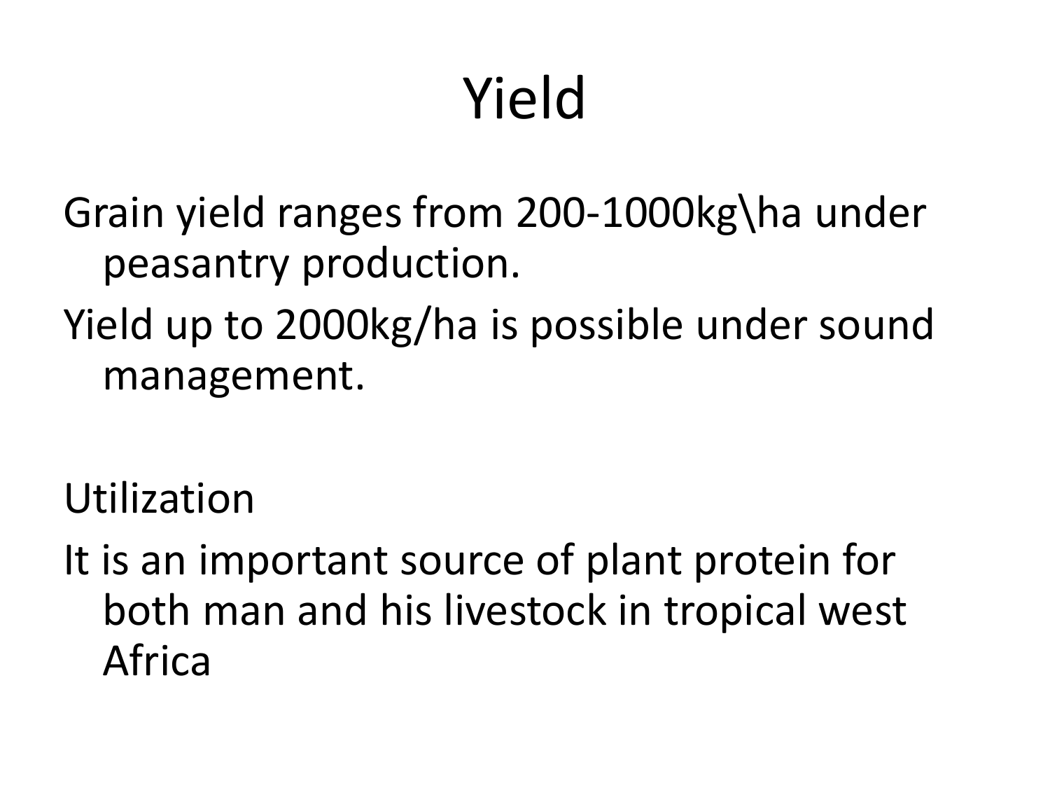# Yield

Grain yield ranges from 200-1000kg\ha under peasantry production.

Yield up to 2000kg/ha is possible under sound management.

Utilization

It is an important source of plant protein for both man and his livestock in tropical west Africa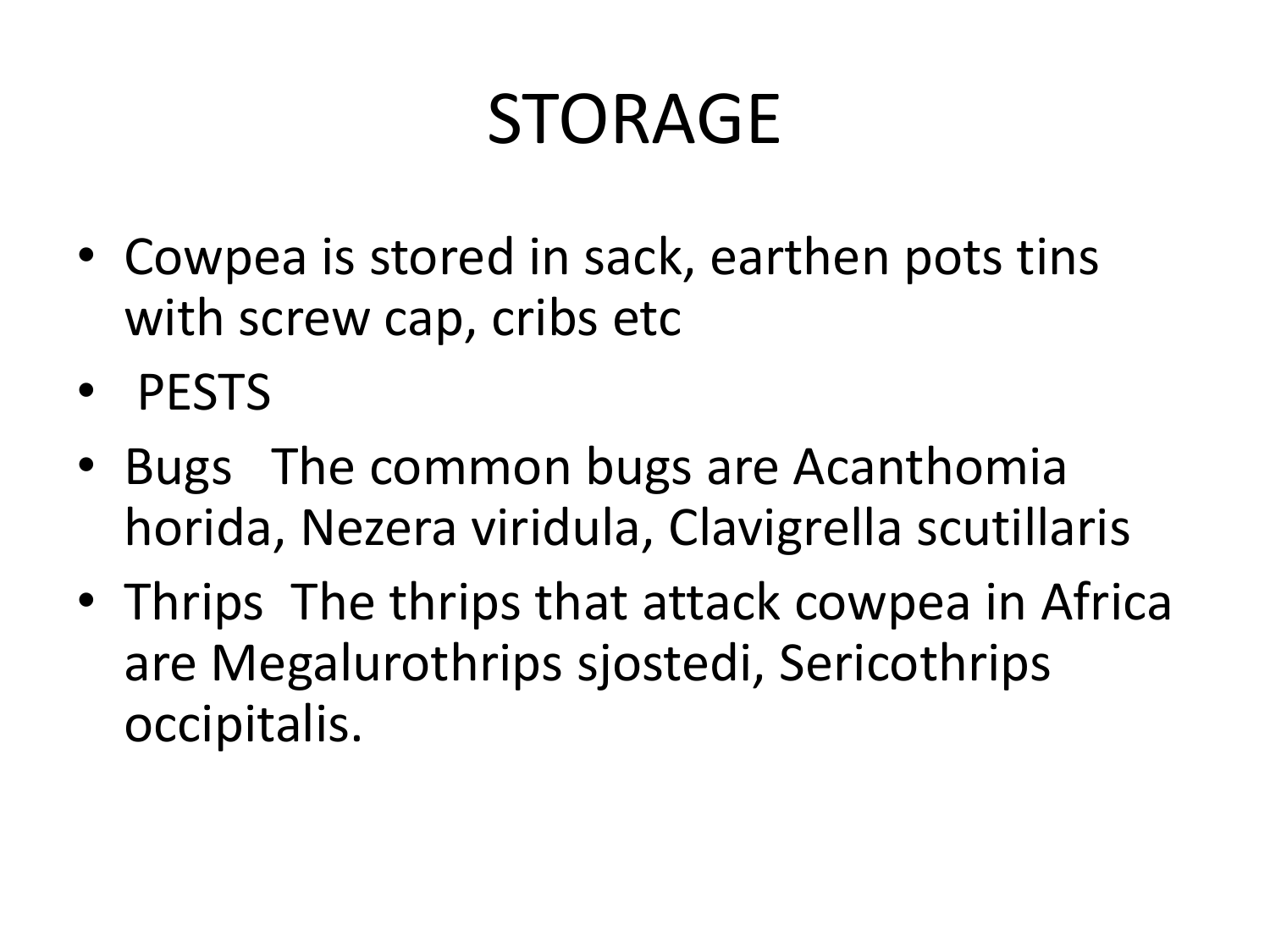# STORAGE

- Cowpea is stored in sack, earthen pots tins with screw cap, cribs etc
- PESTS
- Bugs The common bugs are Acanthomia horida, Nezera viridula, Clavigrella scutillaris
- Thrips The thrips that attack cowpea in Africa are Megalurothrips sjostedi, Sericothrips occipitalis.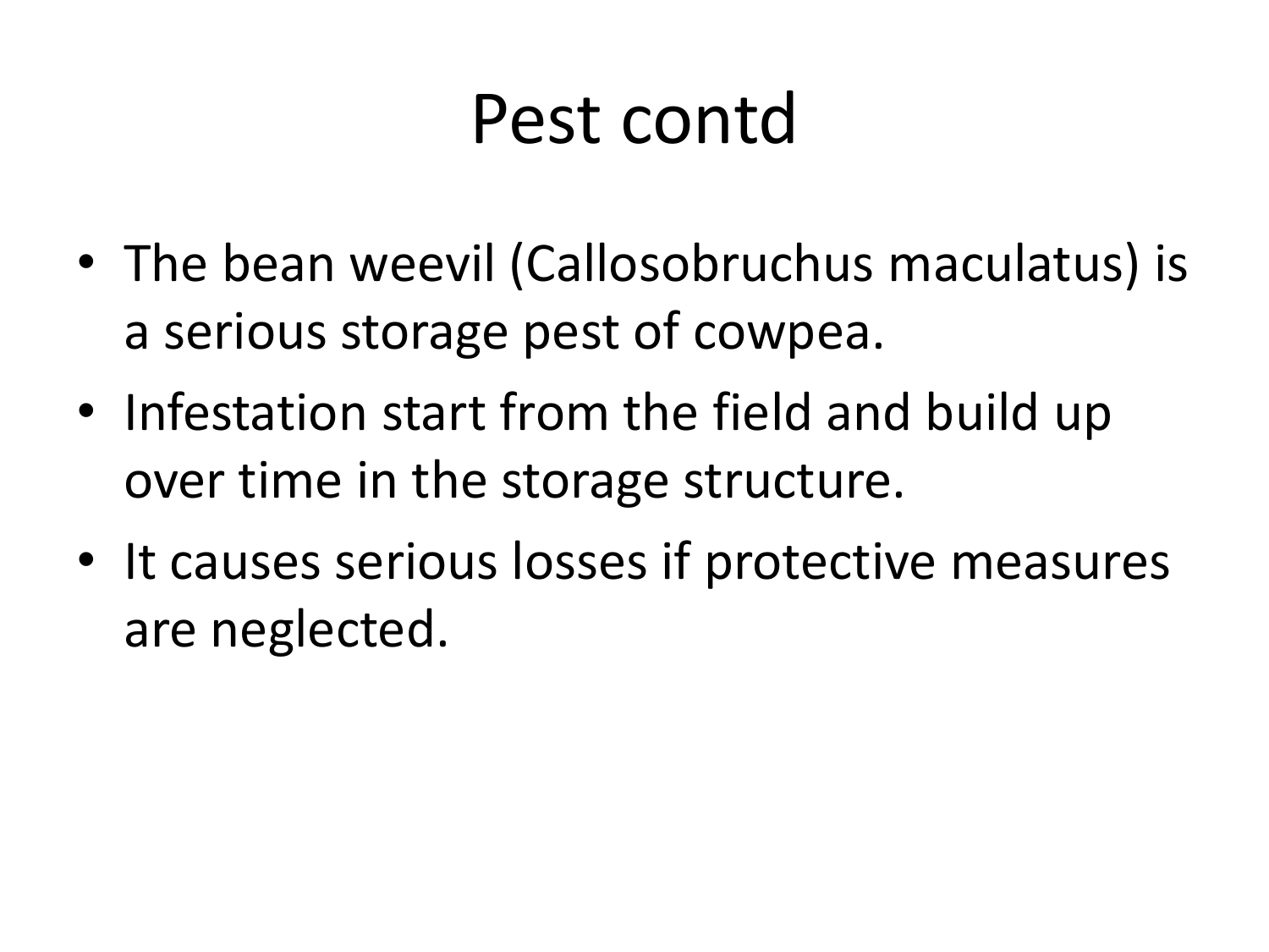# Pest contd

- The bean weevil (Callosobruchus maculatus) is a serious storage pest of cowpea.
- Infestation start from the field and build up over time in the storage structure.
- It causes serious losses if protective measures are neglected.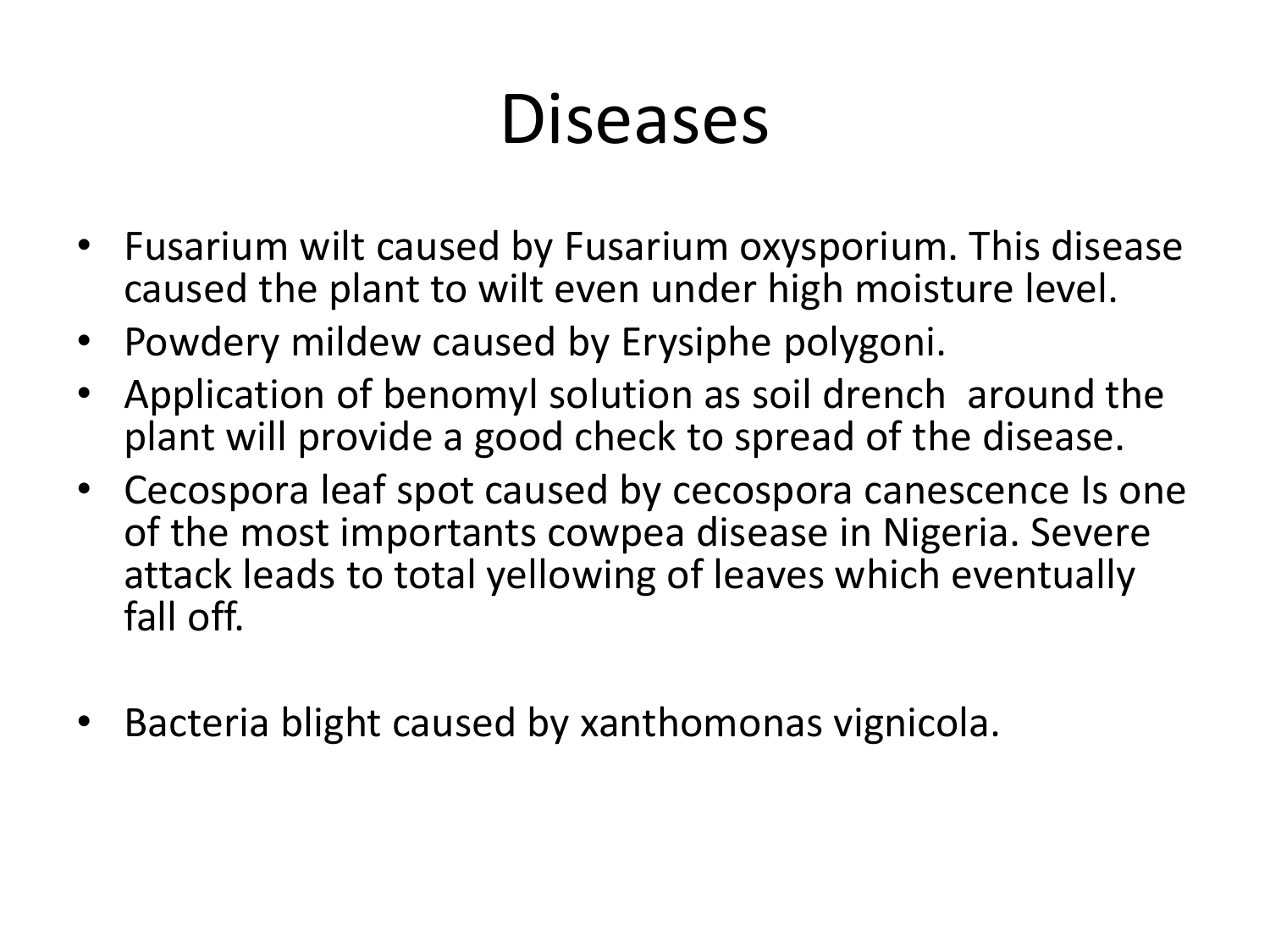# Diseases

- Fusarium wilt caused by Fusarium oxysporium. This disease caused the plant to wilt even under high moisture level.
- Powdery mildew caused by Erysiphe polygoni.
- Application of benomyl solution as soil drench around the plant will provide a good check to spread of the disease.
- Cecospora leaf spot caused by cecospora canescence Is one of the most importants cowpea disease in Nigeria. Severe attack leads to total yellowing of leaves which eventually fall off.
- Bacteria blight caused by xanthomonas vignicola.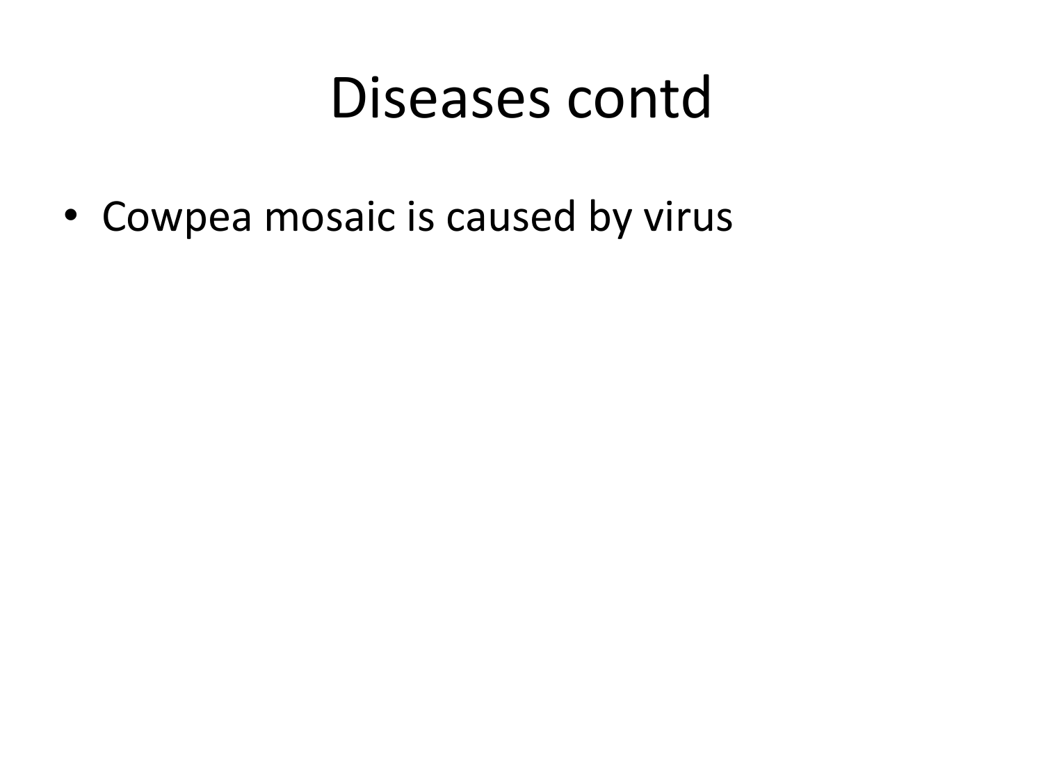# Diseases contd

- Cowpea mosaic is caused by virus